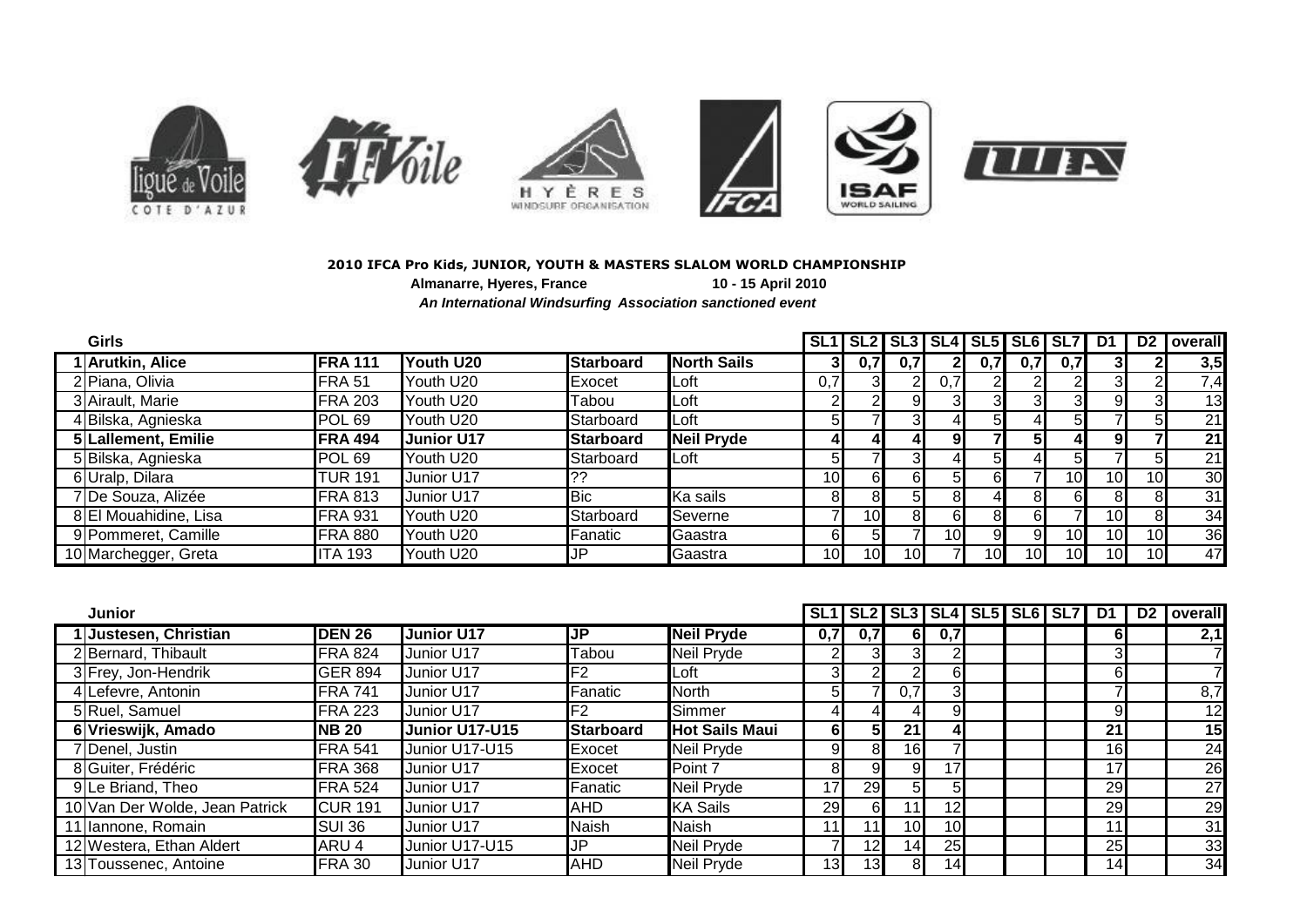**2010 IFCA Pro Kids, JUNIOR, YOUTH & MASTERS SLALOM WORLD CHAMPIONSHIP**

**Almanarre, Hyeres, France** **10 - 15 April 2010**

***An International Windsurfing Association sanctioned event***

| | Girls | | | | | SL1 | SL2 | SL3 | SL4 | SL5 | SL6 | SL7 | D1 | D2 | overall |
|---|---|---|---|---|---|---|---|---|---|---|---|---|---|---|---|
| **1** | **Arutkin, Alice** | **FRA 111** | **Youth U20** | **Starboard** | **North Sails** | **3** | **0,7** | **0,7** | **2** | **0,7** | **0,7** | **0,7** | **3** | **2** | **3,5** |
| 2 | Piana, Olivia | FRA 51 | Youth U20 | Exocet | Loft | 0,7 | 3 | 2 | 0,7 | 2 | 2 | 2 | 3 | 2 | 7,4 |
| 3 | Airault, Marie | FRA 203 | Youth U20 | Tabou | Loft | 2 | 2 | 9 | 3 | 3 | 3 | 3 | 9 | 3 | 13 |
| 4 | Bilska, Agnieska | POL 69 | Youth U20 | Starboard | Loft | 5 | 7 | 3 | 4 | 5 | 4 | 5 | 7 | 5 | 21 |
| **5** | **Lallement, Emilie** | **FRA 494** | **Junior U17** | **Starboard** | **Neil Pryde** | **4** | **4** | **4** | **9** | **7** | **5** | **4** | **9** | **7** | **21** |
| 5 | Bilska, Agnieska | POL 69 | Youth U20 | Starboard | Loft | 5 | 7 | 3 | 4 | 5 | 4 | 5 | 7 | 5 | 21 |
| 6 | Uralp, Dilara | TUR 191 | Junior U17 | ?? | | 10 | 6 | 6 | 5 | 6 | 7 | 10 | 10 | 10 | 30 |
| 7 | De Souza, Alizée | FRA 813 | Junior U17 | Bic | Ka sails | 8 | 8 | 5 | 8 | 4 | 8 | 6 | 8 | 8 | 31 |
| 8 | El Mouahidine, Lisa | FRA 931 | Youth U20 | Starboard | Severne | 7 | 10 | 8 | 6 | 8 | 6 | 7 | 10 | 8 | 34 |
| 9 | Pommeret, Camille | FRA 880 | Youth U20 | Fanatic | Gaastra | 6 | 5 | 7 | 10 | 9 | 9 | 10 | 10 | 10 | 36 |
| 10 | Marchegger, Greta | ITA 193 | Youth U20 | JP | Gaastra | 10 | 10 | 10 | 7 | 10 | 10 | 10 | 10 | 10 | 47 |

| | Junior | | | | | SL1 | SL2 | SL3 | SL4 | SL5 | SL6 | SL7 | D1 | D2 | overall |
|---|---|---|---|---|---|---|---|---|---|---|---|---|---|---|---|
| **1** | **Justesen, Christian** | **DEN 26** | **Junior U17** | **JP** | **Neil Pryde** | **0,7** | **0,7** | **6** | **0,7** | | | | **6** | | **2,1** |
| 2 | Bernard, Thibault | FRA 824 | Junior U17 | Tabou | Neil Pryde | 2 | 3 | 3 | 2 | | | | 3 | | 7 |
| 3 | Frey, Jon-Hendrik | GER 894 | Junior U17 | F2 | Loft | 3 | 2 | 2 | 6 | | | | 6 | | 7 |
| 4 | Lefevre, Antonin | FRA 741 | Junior U17 | Fanatic | North | 5 | 7 | 0,7 | 3 | | | | 7 | | 8,7 |
| 5 | Ruel, Samuel | FRA 223 | Junior U17 | F2 | Simmer | 4 | 4 | 4 | 9 | | | | 9 | | 12 |
| **6** | **Vrieswijk, Amado** | **NB 20** | **Junior U17-U15** | **Starboard** | **Hot Sails Maui** | **6** | **5** | **21** | **4** | | | | **21** | | **15** |
| 7 | Denel, Justin | FRA 541 | Junior U17-U15 | Exocet | Neil Pryde | 9 | 8 | 16 | 7 | | | | 16 | | 24 |
| 8 | Guiter, Frédéric | FRA 368 | Junior U17 | Exocet | Point 7 | 8 | 9 | 9 | 17 | | | | 17 | | 26 |
| 9 | Le Briand, Theo | FRA 524 | Junior U17 | Fanatic | Neil Pryde | 17 | 29 | 5 | 5 | | | | 29 | | 27 |
| 10 | Van Der Wolde, Jean Patrick | CUR 191 | Junior U17 | AHD | KA Sails | 29 | 6 | 11 | 12 | | | | 29 | | 29 |
| 11 | Iannone, Romain | SUI 36 | Junior U17 | Naish | Naish | 11 | 11 | 10 | 10 | | | | 11 | | 31 |
| 12 | Westera, Ethan Aldert | ARU 4 | Junior U17-U15 | JP | Neil Pryde | 7 | 12 | 14 | 25 | | | | 25 | | 33 |
| 13 | Toussenec, Antoine | FRA 30 | Junior U17 | AHD | Neil Pryde | 13 | 13 | 8 | 14 | | | | 14 | | 34 |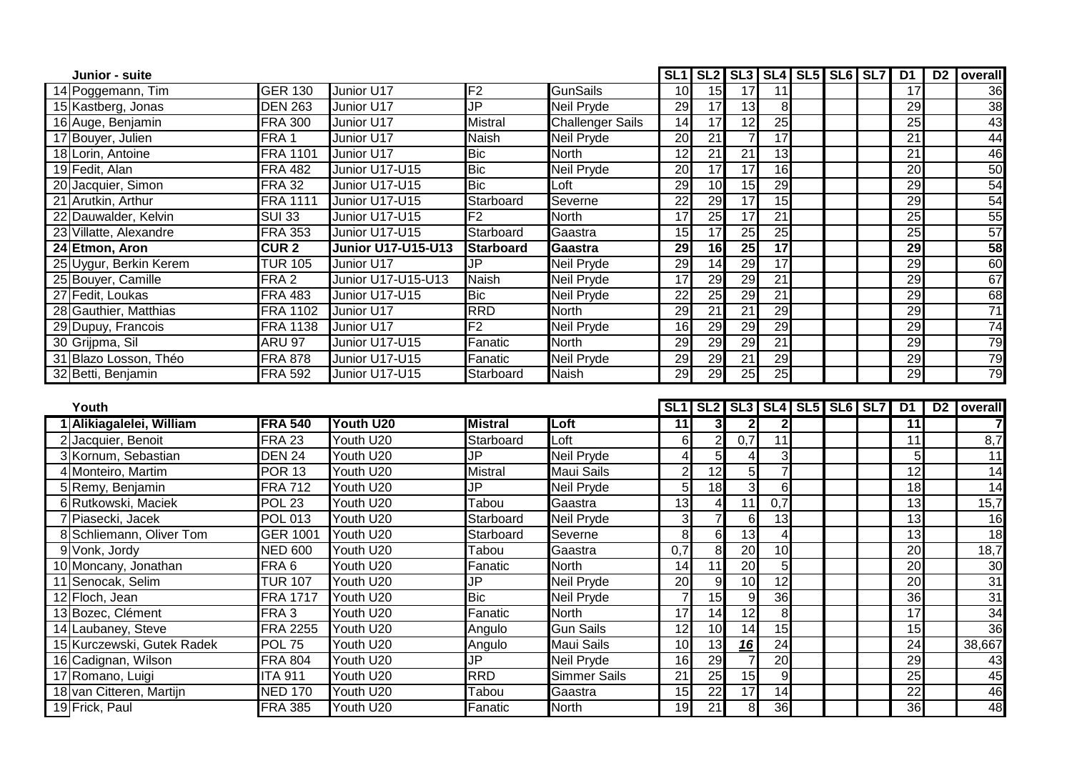| | Junior - suite | | | | | SL1 | SL2 | SL3 | SL4 | SL5 | SL6 | SL7 | D1 | D2 | overall |
|---|---|---|---|---|---|---|---|---|---|---|---|---|---|---|---|
| 14 | Poggemann, Tim | GER 130 | Junior U17 | F2 | GunSails | 10 | 15 | 17 | 11 | | | | 17 | | 36 |
| 15 | Kastberg, Jonas | DEN 263 | Junior U17 | JP | Neil Pryde | 29 | 17 | 13 | 8 | | | | 29 | | 38 |
| 16 | Auge, Benjamin | FRA 300 | Junior U17 | Mistral | Challenger Sails | 14 | 17 | 12 | 25 | | | | 25 | | 43 |
| 17 | Bouyer, Julien | FRA 1 | Junior U17 | Naish | Neil Pryde | 20 | 21 | 7 | 17 | | | | 21 | | 44 |
| 18 | Lorin, Antoine | FRA 1101 | Junior U17 | Bic | North | 12 | 21 | 21 | 13 | | | | 21 | | 46 |
| 19 | Fedit, Alan | FRA 482 | Junior U17-U15 | Bic | Neil Pryde | 20 | 17 | 17 | 16 | | | | 20 | | 50 |
| 20 | Jacquier, Simon | FRA 32 | Junior U17-U15 | Bic | Loft | 29 | 10 | 15 | 29 | | | | 29 | | 54 |
| 21 | Arutkin, Arthur | FRA 1111 | Junior U17-U15 | Starboard | Severne | 22 | 29 | 17 | 15 | | | | 29 | | 54 |
| 22 | Dauwalder, Kelvin | SUI 33 | Junior U17-U15 | F2 | North | 17 | 25 | 17 | 21 | | | | 25 | | 55 |
| 23 | Villatte, Alexandre | FRA 353 | Junior U17-U15 | Starboard | Gaastra | 15 | 17 | 25 | 25 | | | | 25 | | 57 |
| **24** | **Etmon, Aron** | **CUR 2** | **Junior U17-U15-U13** | **Starboard** | **Gaastra** | **29** | **16** | **25** | **17** | | | | **29** | | **58** |
| 25 | Uygur, Berkin Kerem | TUR 105 | Junior U17 | JP | Neil Pryde | 29 | 14 | 29 | 17 | | | | 29 | | 60 |
| 25 | Bouyer, Camille | FRA 2 | Junior U17-U15-U13 | Naish | Neil Pryde | 17 | 29 | 29 | 21 | | | | 29 | | 67 |
| 27 | Fedit, Loukas | FRA 483 | Junior U17-U15 | Bic | Neil Pryde | 22 | 25 | 29 | 21 | | | | 29 | | 68 |
| 28 | Gauthier, Matthias | FRA 1102 | Junior U17 | RRD | North | 29 | 21 | 21 | 29 | | | | 29 | | 71 |
| 29 | Dupuy, Francois | FRA 1138 | Junior U17 | F2 | Neil Pryde | 16 | 29 | 29 | 29 | | | | 29 | | 74 |
| 30 | Grijpma, Sil | ARU 97 | Junior U17-U15 | Fanatic | North | 29 | 29 | 29 | 21 | | | | 29 | | 79 |
| 31 | Blazo Losson, Théo | FRA 878 | Junior U17-U15 | Fanatic | Neil Pryde | 29 | 29 | 21 | 29 | | | | 29 | | 79 |
| 32 | Betti, Benjamin | FRA 592 | Junior U17-U15 | Starboard | Naish | 29 | 29 | 25 | 25 | | | | 29 | | 79 |

| | Youth | | | | | SL1 | SL2 | SL3 | SL4 | SL5 | SL6 | SL7 | D1 | D2 | overall |
|---|---|---|---|---|---|---|---|---|---|---|---|---|---|---|---|
| **1** | **Alikiagalelei, William** | **FRA 540** | **Youth U20** | **Mistral** | **Loft** | **11** | **3** | **2** | **2** | | | | **11** | | **7** |
| 2 | Jacquier, Benoit | FRA 23 | Youth U20 | Starboard | Loft | 6 | 2 | 0,7 | 11 | | | | 11 | | 8,7 |
| 3 | Kornum, Sebastian | DEN 24 | Youth U20 | JP | Neil Pryde | 4 | 5 | 4 | 3 | | | | 5 | | 11 |
| 4 | Monteiro, Martim | POR 13 | Youth U20 | Mistral | Maui Sails | 2 | 12 | 5 | 7 | | | | 12 | | 14 |
| 5 | Remy, Benjamin | FRA 712 | Youth U20 | JP | Neil Pryde | 5 | 18 | 3 | 6 | | | | 18 | | 14 |
| 6 | Rutkowski, Maciek | POL 23 | Youth U20 | Tabou | Gaastra | 13 | 4 | 11 | 0,7 | | | | 13 | | 15,7 |
| 7 | Piasecki, Jacek | POL 013 | Youth U20 | Starboard | Neil Pryde | 3 | 7 | 6 | 13 | | | | 13 | | 16 |
| 8 | Schliemann, Oliver Tom | GER 1001 | Youth U20 | Starboard | Severne | 8 | 6 | 13 | 4 | | | | 13 | | 18 |
| 9 | Vonk, Jordy | NED 600 | Youth U20 | Tabou | Gaastra | 0,7 | 8 | 20 | 10 | | | | 20 | | 18,7 |
| 10 | Moncany, Jonathan | FRA 6 | Youth U20 | Fanatic | North | 14 | 11 | 20 | 5 | | | | 20 | | 30 |
| 11 | Senocak, Selim | TUR 107 | Youth U20 | JP | Neil Pryde | 20 | 9 | 10 | 12 | | | | 20 | | 31 |
| 12 | Floch, Jean | FRA 1717 | Youth U20 | Bic | Neil Pryde | 7 | 15 | 9 | 36 | | | | 36 | | 31 |
| 13 | Bozec, Clément | FRA 3 | Youth U20 | Fanatic | North | 17 | 14 | 12 | 8 | | | | 17 | | 34 |
| 14 | Laubaney, Steve | FRA 2255 | Youth U20 | Angulo | Gun Sails | 12 | 10 | 14 | 15 | | | | 15 | | 36 |
| 15 | Kurczewski, Gutek Radek | POL 75 | Youth U20 | Angulo | Maui Sails | 10 | 13 | ***16*** | 24 | | | | 24 | | 38,667 |
| 16 | Cadignan, Wilson | FRA 804 | Youth U20 | JP | Neil Pryde | 16 | 29 | 7 | 20 | | | | 29 | | 43 |
| 17 | Romano, Luigi | ITA 911 | Youth U20 | RRD | Simmer Sails | 21 | 25 | 15 | 9 | | | | 25 | | 45 |
| 18 | van Citteren, Martijn | NED 170 | Youth U20 | Tabou | Gaastra | 15 | 22 | 17 | 14 | | | | 22 | | 46 |
| 19 | Frick, Paul | FRA 385 | Youth U20 | Fanatic | North | 19 | 21 | 8 | 36 | | | | 36 | | 48 |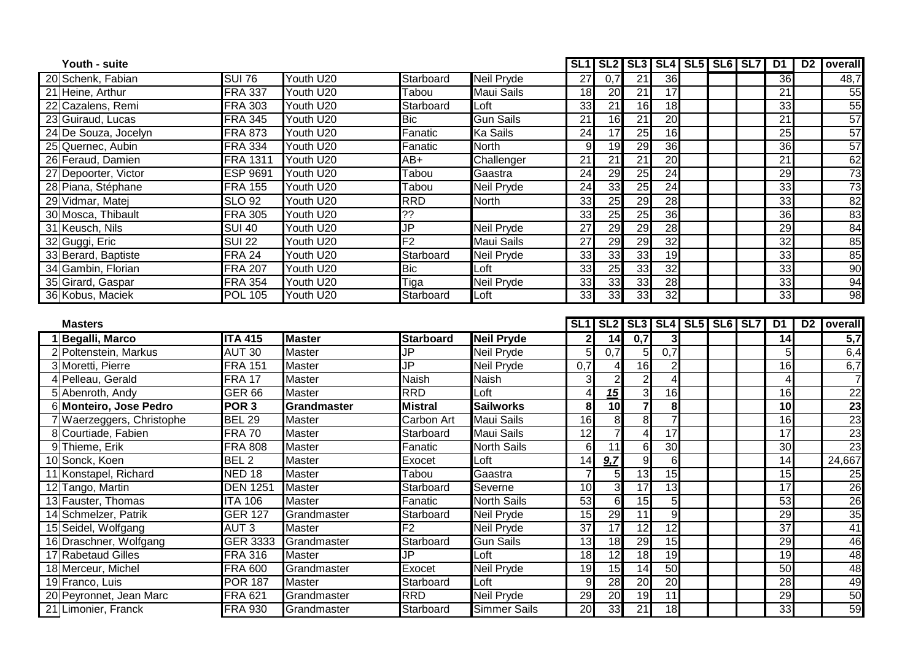| Youth - suite | | | | | | SL1 | SL2 | SL3 | SL4 | SL5 | SL6 | SL7 | D1 | D2 | overall |
|---|---|---|---|---|---|---|---|---|---|---|---|---|---|---|---|
| 20 | Schenk, Fabian | SUI 76 | Youth U20 | Starboard | Neil Pryde | 27 | 0,7 | 21 | 36 | | | | 36 | | 48,7 |
| 21 | Heine, Arthur | FRA 337 | Youth U20 | Tabou | Maui Sails | 18 | 20 | 21 | 17 | | | | 21 | | 55 |
| 22 | Cazalens, Remi | FRA 303 | Youth U20 | Starboard | Loft | 33 | 21 | 16 | 18 | | | | 33 | | 55 |
| 23 | Guiraud, Lucas | FRA 345 | Youth U20 | Bic | Gun Sails | 21 | 16 | 21 | 20 | | | | 21 | | 57 |
| 24 | De Souza, Jocelyn | FRA 873 | Youth U20 | Fanatic | Ka Sails | 24 | 17 | 25 | 16 | | | | 25 | | 57 |
| 25 | Quernec, Aubin | FRA 334 | Youth U20 | Fanatic | North | 9 | 19 | 29 | 36 | | | | 36 | | 57 |
| 26 | Feraud, Damien | FRA 1311 | Youth U20 | AB+ | Challenger | 21 | 21 | 21 | 20 | | | | 21 | | 62 |
| 27 | Depoorter, Victor | ESP 9691 | Youth U20 | Tabou | Gaastra | 24 | 29 | 25 | 24 | | | | 29 | | 73 |
| 28 | Piana, Stéphane | FRA 155 | Youth U20 | Tabou | Neil Pryde | 24 | 33 | 25 | 24 | | | | 33 | | 73 |
| 29 | Vidmar, Matej | SLO 92 | Youth U20 | RRD | North | 33 | 25 | 29 | 28 | | | | 33 | | 82 |
| 30 | Mosca, Thibault | FRA 305 | Youth U20 | ?? | | 33 | 25 | 25 | 36 | | | | 36 | | 83 |
| 31 | Keusch, Nils | SUI 40 | Youth U20 | JP | Neil Pryde | 27 | 29 | 29 | 28 | | | | 29 | | 84 |
| 32 | Guggi, Eric | SUI 22 | Youth U20 | F2 | Maui Sails | 27 | 29 | 29 | 32 | | | | 32 | | 85 |
| 33 | Berard, Baptiste | FRA 24 | Youth U20 | Starboard | Neil Pryde | 33 | 33 | 33 | 19 | | | | 33 | | 85 |
| 34 | Gambin, Florian | FRA 207 | Youth U20 | Bic | Loft | 33 | 25 | 33 | 32 | | | | 33 | | 90 |
| 35 | Girard, Gaspar | FRA 354 | Youth U20 | Tiga | Neil Pryde | 33 | 33 | 33 | 28 | | | | 33 | | 94 |
| 36 | Kobus, Maciek | POL 105 | Youth U20 | Starboard | Loft | 33 | 33 | 33 | 32 | | | | 33 | | 98 |

| Masters | | | | | | SL1 | SL2 | SL3 | SL4 | SL5 | SL6 | SL7 | D1 | D2 | overall |
|---|---|---|---|---|---|---|---|---|---|---|---|---|---|---|---|
| **1** | **Begalli, Marco** | **ITA 415** | **Master** | **Starboard** | **Neil Pryde** | **2** | **14** | **0,7** | **3** | | | | **14** | | **5,7** |
| 2 | Poltenstein, Markus | AUT 30 | Master | JP | Neil Pryde | 5 | 0,7 | 5 | 0,7 | | | | 5 | | 6,4 |
| 3 | Moretti, Pierre | FRA 151 | Master | JP | Neil Pryde | 0,7 | 4 | 16 | 2 | | | | 16 | | 6,7 |
| 4 | Pelleau, Gerald | FRA 17 | Master | Naish | Naish | 3 | 2 | 2 | 4 | | | | 4 | | 7 |
| 5 | Abenroth, Andy | GER 66 | Master | RRD | Loft | 4 | ***15*** | 3 | 16 | | | | 16 | | 22 |
| **6** | **Monteiro, Jose Pedro** | **POR 3** | **Grandmaster** | **Mistral** | **Sailworks** | **8** | **10** | **7** | **8** | | | | **10** | | **23** |
| 7 | Waerzeggers, Christophe | BEL 29 | Master | Carbon Art | Maui Sails | 16 | 8 | 8 | 7 | | | | 16 | | 23 |
| 8 | Courtiade, Fabien | FRA 70 | Master | Starboard | Maui Sails | 12 | 7 | 4 | 17 | | | | 17 | | 23 |
| 9 | Thieme, Erik | FRA 808 | Master | Fanatic | North Sails | 6 | 11 | 6 | 30 | | | | 30 | | 23 |
| 10 | Sonck, Koen | BEL 2 | Master | Exocet | Loft | 14 | ***9,7*** | 9 | 6 | | | | 14 | | 24,667 |
| 11 | Konstapel, Richard | NED 18 | Master | Tabou | Gaastra | 7 | 5 | 13 | 15 | | | | 15 | | 25 |
| 12 | Tango, Martin | DEN 1251 | Master | Starboard | Severne | 10 | 3 | 17 | 13 | | | | 17 | | 26 |
| 13 | Fauster, Thomas | ITA 106 | Master | Fanatic | North Sails | 53 | 6 | 15 | 5 | | | | 53 | | 26 |
| 14 | Schmelzer, Patrik | GER 127 | Grandmaster | Starboard | Neil Pryde | 15 | 29 | 11 | 9 | | | | 29 | | 35 |
| 15 | Seidel, Wolfgang | AUT 3 | Master | F2 | Neil Pryde | 37 | 17 | 12 | 12 | | | | 37 | | 41 |
| 16 | Draschner, Wolfgang | GER 3333 | Grandmaster | Starboard | Gun Sails | 13 | 18 | 29 | 15 | | | | 29 | | 46 |
| 17 | Rabetaud Gilles | FRA 316 | Master | JP | Loft | 18 | 12 | 18 | 19 | | | | 19 | | 48 |
| 18 | Merceur, Michel | FRA 600 | Grandmaster | Exocet | Neil Pryde | 19 | 15 | 14 | 50 | | | | 50 | | 48 |
| 19 | Franco, Luis | POR 187 | Master | Starboard | Loft | 9 | 28 | 20 | 20 | | | | 28 | | 49 |
| 20 | Peyronnet, Jean Marc | FRA 621 | Grandmaster | RRD | Neil Pryde | 29 | 20 | 19 | 11 | | | | 29 | | 50 |
| 21 | Limonier, Franck | FRA 930 | Grandmaster | Starboard | Simmer Sails | 20 | 33 | 21 | 18 | | | | 33 | | 59 |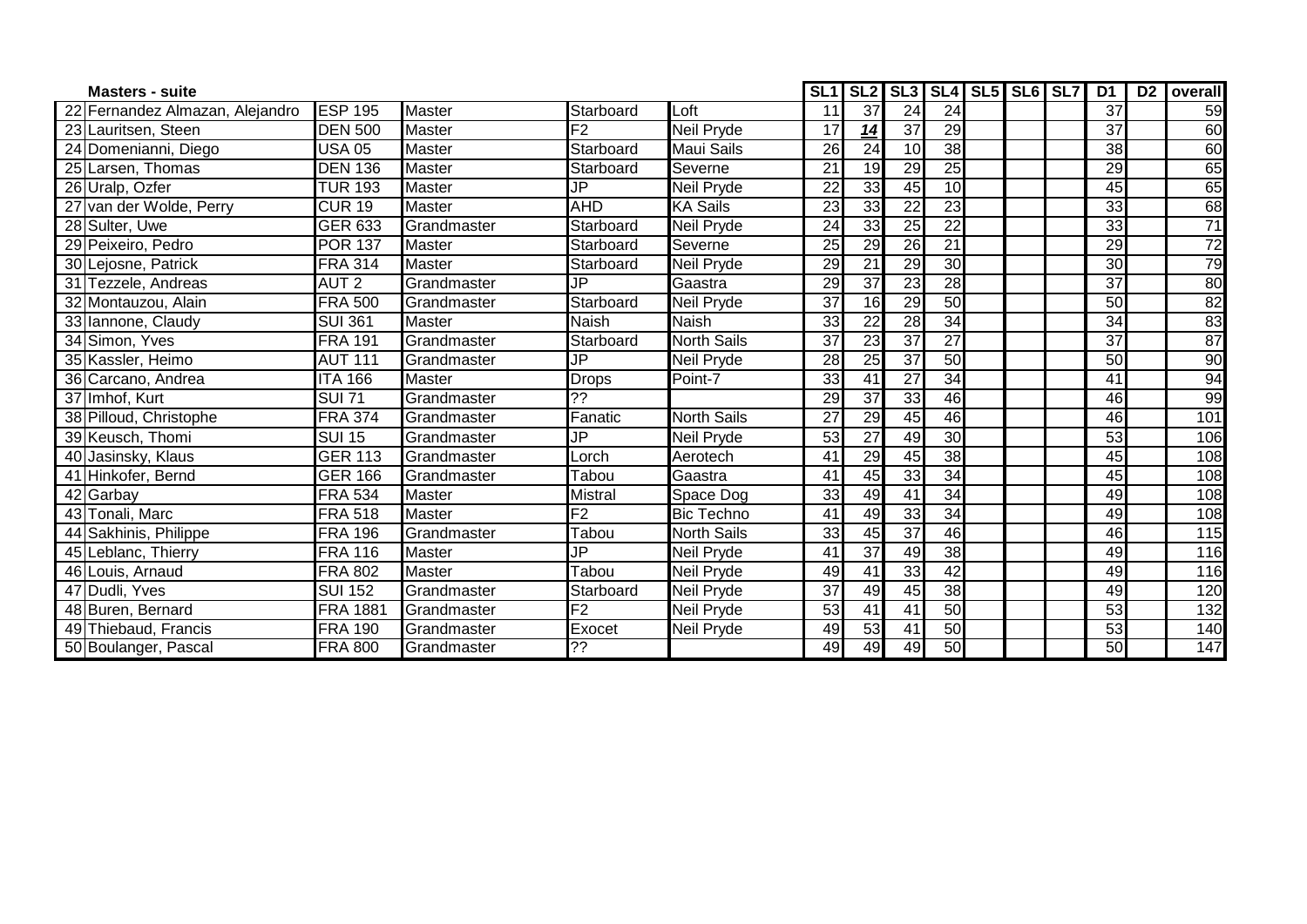| Masters - suite | | | | | | SL1 | SL2 | SL3 | SL4 | SL5 | SL6 | SL7 | D1 | D2 | overall |
|---|---|---|---|---|---|---|---|---|---|---|---|---|---|---|---|
| 22 | Fernandez Almazan, Alejandro | ESP 195 | Master | Starboard | Loft | 11 | 37 | 24 | 24 | | | | 37 | | 59 |
| 23 | Lauritsen, Steen | DEN 500 | Master | F2 | Neil Pryde | 17 | ***14*** | 37 | 29 | | | | 37 | | 60 |
| 24 | Domenianni, Diego | USA 05 | Master | Starboard | Maui Sails | 26 | 24 | 10 | 38 | | | | 38 | | 60 |
| 25 | Larsen, Thomas | DEN 136 | Master | Starboard | Severne | 21 | 19 | 29 | 25 | | | | 29 | | 65 |
| 26 | Uralp, Ozfer | TUR 193 | Master | JP | Neil Pryde | 22 | 33 | 45 | 10 | | | | 45 | | 65 |
| 27 | van der Wolde, Perry | CUR 19 | Master | AHD | KA Sails | 23 | 33 | 22 | 23 | | | | 33 | | 68 |
| 28 | Sulter, Uwe | GER 633 | Grandmaster | Starboard | Neil Pryde | 24 | 33 | 25 | 22 | | | | 33 | | 71 |
| 29 | Peixeiro, Pedro | POR 137 | Master | Starboard | Severne | 25 | 29 | 26 | 21 | | | | 29 | | 72 |
| 30 | Lejosne, Patrick | FRA 314 | Master | Starboard | Neil Pryde | 29 | 21 | 29 | 30 | | | | 30 | | 79 |
| 31 | Tezzele, Andreas | AUT 2 | Grandmaster | JP | Gaastra | 29 | 37 | 23 | 28 | | | | 37 | | 80 |
| 32 | Montauzou, Alain | FRA 500 | Grandmaster | Starboard | Neil Pryde | 37 | 16 | 29 | 50 | | | | 50 | | 82 |
| 33 | Iannone, Claudy | SUI 361 | Master | Naish | Naish | 33 | 22 | 28 | 34 | | | | 34 | | 83 |
| 34 | Simon, Yves | FRA 191 | Grandmaster | Starboard | North Sails | 37 | 23 | 37 | 27 | | | | 37 | | 87 |
| 35 | Kassler, Heimo | AUT 111 | Grandmaster | JP | Neil Pryde | 28 | 25 | 37 | 50 | | | | 50 | | 90 |
| 36 | Carcano, Andrea | ITA 166 | Master | Drops | Point-7 | 33 | 41 | 27 | 34 | | | | 41 | | 94 |
| 37 | Imhof, Kurt | SUI 71 | Grandmaster | ?? | | 29 | 37 | 33 | 46 | | | | 46 | | 99 |
| 38 | Pilloud, Christophe | FRA 374 | Grandmaster | Fanatic | North Sails | 27 | 29 | 45 | 46 | | | | 46 | | 101 |
| 39 | Keusch, Thomi | SUI 15 | Grandmaster | JP | Neil Pryde | 53 | 27 | 49 | 30 | | | | 53 | | 106 |
| 40 | Jasinsky, Klaus | GER 113 | Grandmaster | Lorch | Aerotech | 41 | 29 | 45 | 38 | | | | 45 | | 108 |
| 41 | Hinkofer, Bernd | GER 166 | Grandmaster | Tabou | Gaastra | 41 | 45 | 33 | 34 | | | | 45 | | 108 |
| 42 | Garbay | FRA 534 | Master | Mistral | Space Dog | 33 | 49 | 41 | 34 | | | | 49 | | 108 |
| 43 | Tonali, Marc | FRA 518 | Master | F2 | Bic Techno | 41 | 49 | 33 | 34 | | | | 49 | | 108 |
| 44 | Sakhinis, Philippe | FRA 196 | Grandmaster | Tabou | North Sails | 33 | 45 | 37 | 46 | | | | 46 | | 115 |
| 45 | Leblanc, Thierry | FRA 116 | Master | JP | Neil Pryde | 41 | 37 | 49 | 38 | | | | 49 | | 116 |
| 46 | Louis, Arnaud | FRA 802 | Master | Tabou | Neil Pryde | 49 | 41 | 33 | 42 | | | | 49 | | 116 |
| 47 | Dudli, Yves | SUI 152 | Grandmaster | Starboard | Neil Pryde | 37 | 49 | 45 | 38 | | | | 49 | | 120 |
| 48 | Buren, Bernard | FRA 1881 | Grandmaster | F2 | Neil Pryde | 53 | 41 | 41 | 50 | | | | 53 | | 132 |
| 49 | Thiebaud, Francis | FRA 190 | Grandmaster | Exocet | Neil Pryde | 49 | 53 | 41 | 50 | | | | 53 | | 140 |
| 50 | Boulanger, Pascal | FRA 800 | Grandmaster | ?? | | 49 | 49 | 49 | 50 | | | | 50 | | 147 |